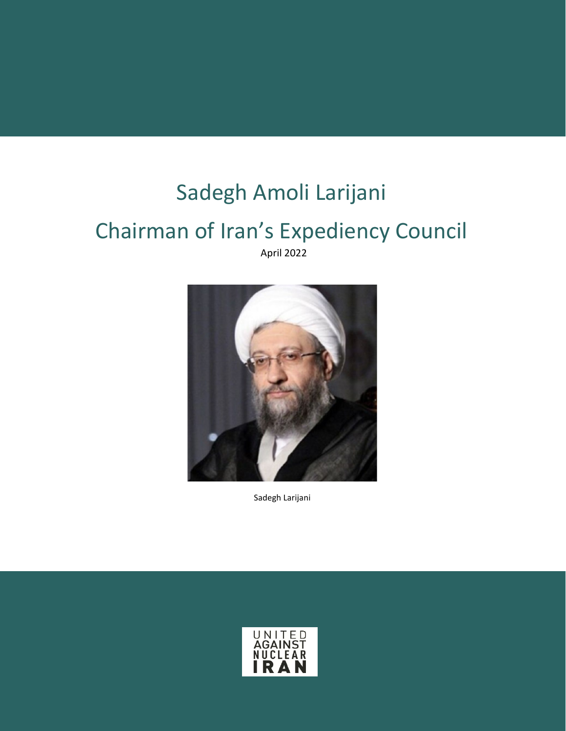# Sadegh Amoli Larijani

# Chairman of Iran's Expediency Council

April 2022

Sadegh Larijani

UNITED AGAINST NUCLEAR IRAN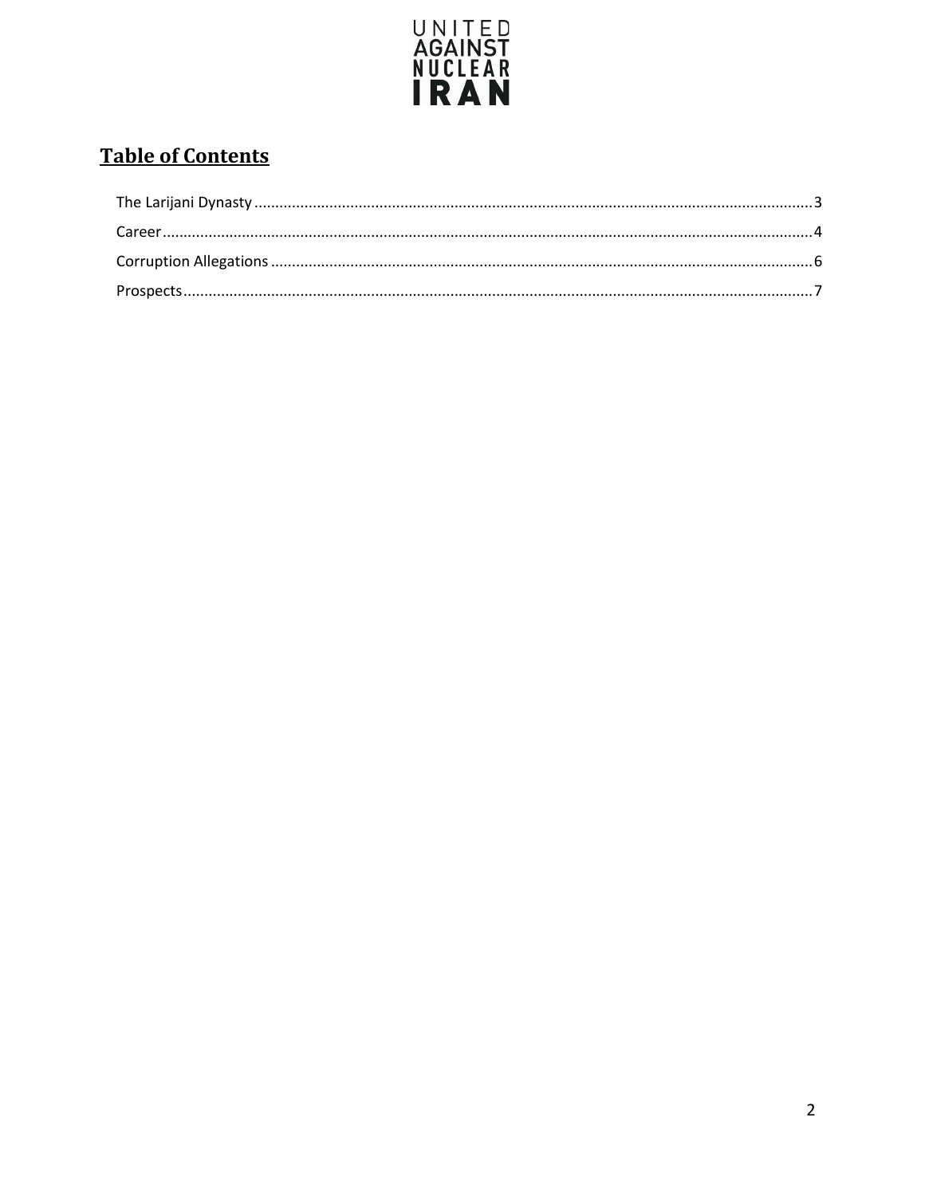UNITED AGAINST NUCLEAR IRAN

## Table of Contents

The Larijani Dynasty .......... 3
Career .......... 4
Corruption Allegations .......... 6
Prospects .......... 7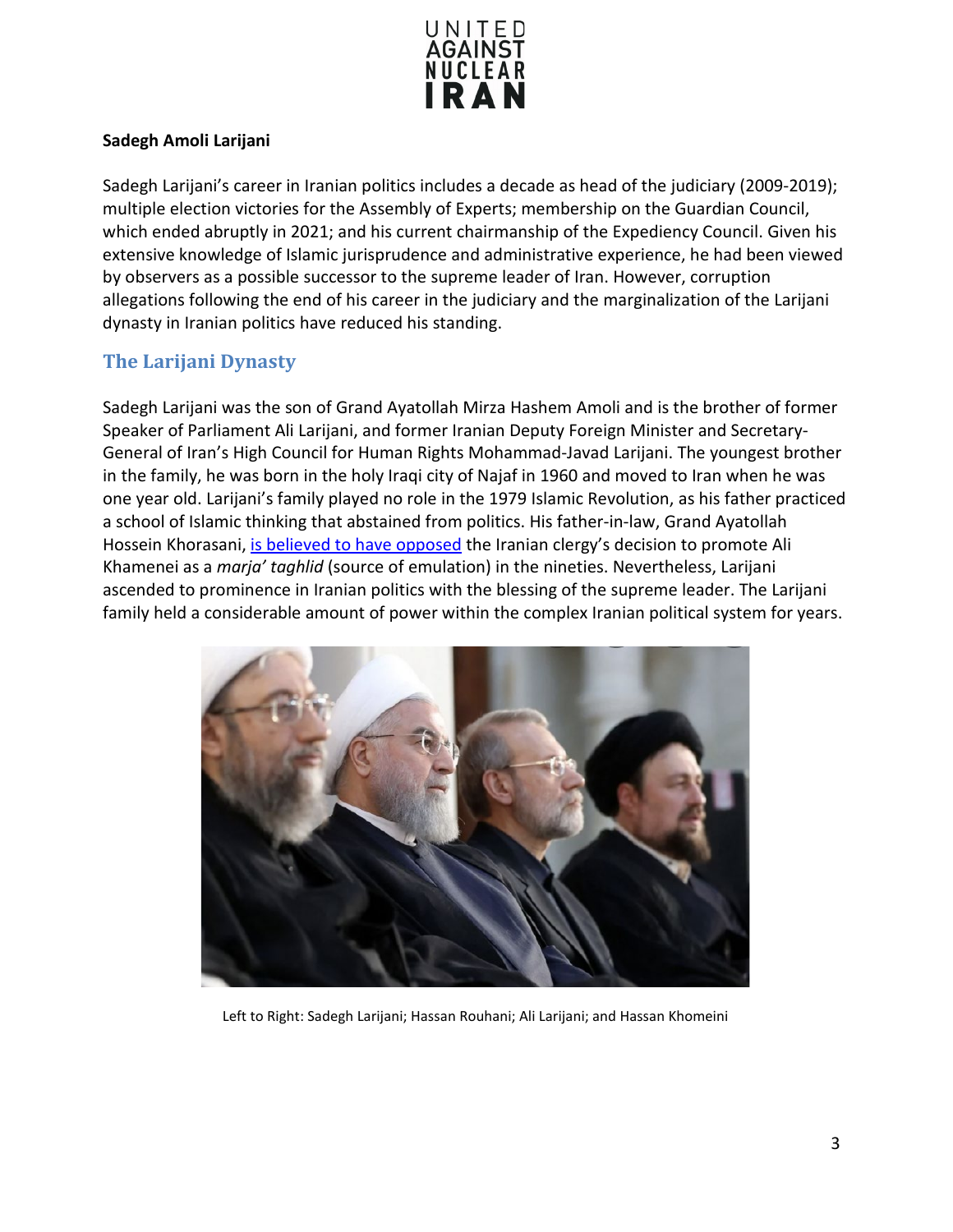**Sadegh Amoli Larijani**

Sadegh Larijani's career in Iranian politics includes a decade as head of the judiciary (2009-2019); multiple election victories for the Assembly of Experts; membership on the Guardian Council, which ended abruptly in 2021; and his current chairmanship of the Expediency Council. Given his extensive knowledge of Islamic jurisprudence and administrative experience, he had been viewed by observers as a possible successor to the supreme leader of Iran. However, corruption allegations following the end of his career in the judiciary and the marginalization of the Larijani dynasty in Iranian politics have reduced his standing.

## The Larijani Dynasty

Sadegh Larijani was the son of Grand Ayatollah Mirza Hashem Amoli and is the brother of former Speaker of Parliament Ali Larijani, and former Iranian Deputy Foreign Minister and Secretary-General of Iran's High Council for Human Rights Mohammad-Javad Larijani. The youngest brother in the family, he was born in the holy Iraqi city of Najaf in 1960 and moved to Iran when he was one year old. Larijani's family played no role in the 1979 Islamic Revolution, as his father practiced a school of Islamic thinking that abstained from politics. His father-in-law, Grand Ayatollah Hossein Khorasani, is believed to have opposed the Iranian clergy's decision to promote Ali Khamenei as a *marja' taghlid* (source of emulation) in the nineties. Nevertheless, Larijani ascended to prominence in Iranian politics with the blessing of the supreme leader. The Larijani family held a considerable amount of power within the complex Iranian political system for years.

Left to Right: Sadegh Larijani; Hassan Rouhani; Ali Larijani; and Hassan Khomeini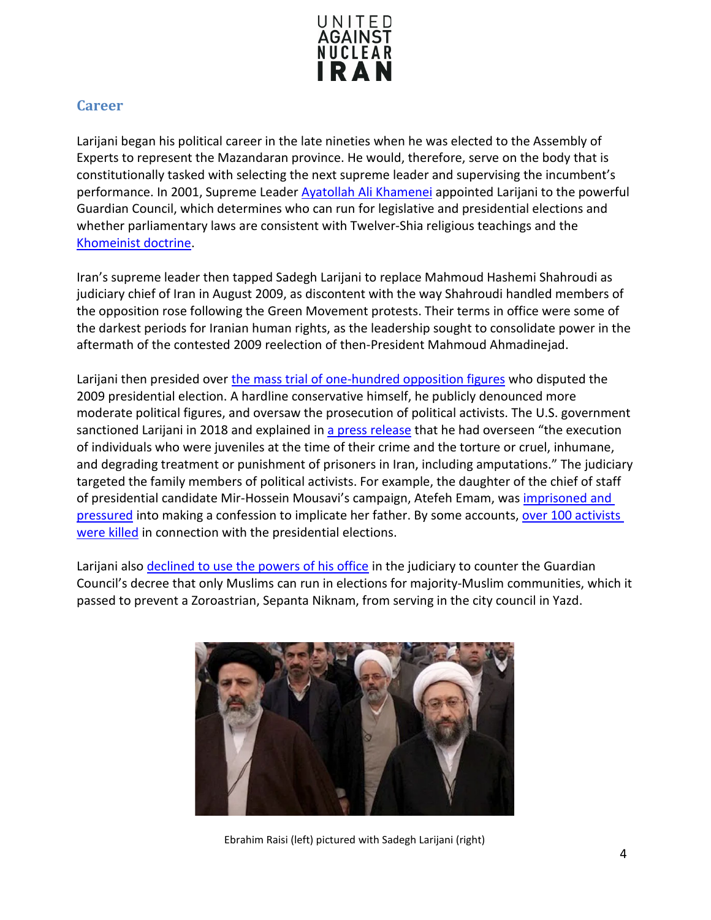## Career

Larijani began his political career in the late nineties when he was elected to the Assembly of Experts to represent the Mazandaran province. He would, therefore, serve on the body that is constitutionally tasked with selecting the next supreme leader and supervising the incumbent's performance. In 2001, Supreme Leader Ayatollah Ali Khamenei appointed Larijani to the powerful Guardian Council, which determines who can run for legislative and presidential elections and whether parliamentary laws are consistent with Twelver-Shia religious teachings and the Khomeinist doctrine.

Iran's supreme leader then tapped Sadegh Larijani to replace Mahmoud Hashemi Shahroudi as judiciary chief of Iran in August 2009, as discontent with the way Shahroudi handled members of the opposition rose following the Green Movement protests. Their terms in office were some of the darkest periods for Iranian human rights, as the leadership sought to consolidate power in the aftermath of the contested 2009 reelection of then-President Mahmoud Ahmadinejad.

Larijani then presided over the mass trial of one-hundred opposition figures who disputed the 2009 presidential election. A hardline conservative himself, he publicly denounced more moderate political figures, and oversaw the prosecution of political activists. The U.S. government sanctioned Larijani in 2018 and explained in a press release that he had overseen "the execution of individuals who were juveniles at the time of their crime and the torture or cruel, inhumane, and degrading treatment or punishment of prisoners in Iran, including amputations." The judiciary targeted the family members of political activists. For example, the daughter of the chief of staff of presidential candidate Mir-Hossein Mousavi's campaign, Atefeh Emam, was imprisoned and pressured into making a confession to implicate her father. By some accounts, over 100 activists were killed in connection with the presidential elections.

Larijani also declined to use the powers of his office in the judiciary to counter the Guardian Council's decree that only Muslims can run in elections for majority-Muslim communities, which it passed to prevent a Zoroastrian, Sepanta Niknam, from serving in the city council in Yazd.

Ebrahim Raisi (left) pictured with Sadegh Larijani (right)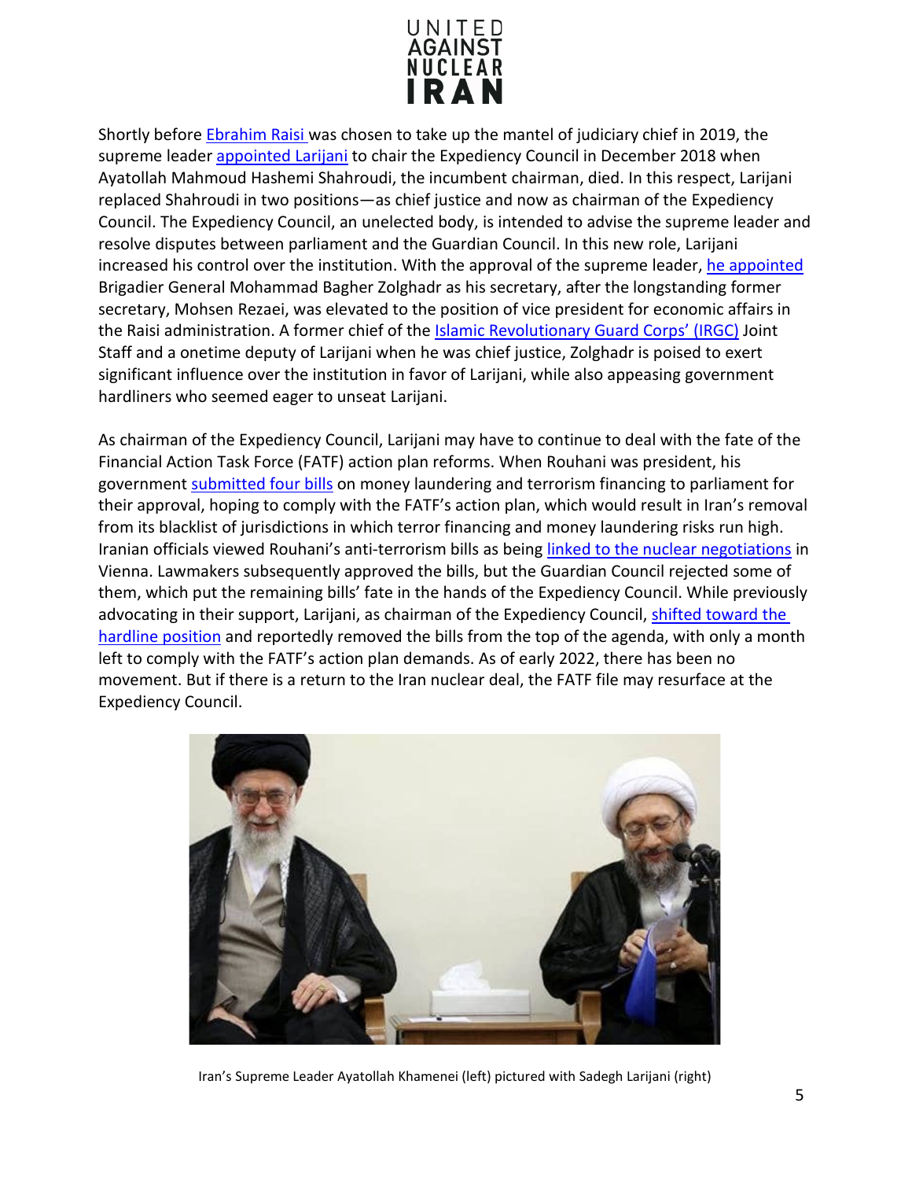Shortly before Ebrahim Raisi was chosen to take up the mantel of judiciary chief in 2019, the supreme leader appointed Larijani to chair the Expediency Council in December 2018 when Ayatollah Mahmoud Hashemi Shahroudi, the incumbent chairman, died. In this respect, Larijani replaced Shahroudi in two positions—as chief justice and now as chairman of the Expediency Council. The Expediency Council, an unelected body, is intended to advise the supreme leader and resolve disputes between parliament and the Guardian Council. In this new role, Larijani increased his control over the institution. With the approval of the supreme leader, he appointed Brigadier General Mohammad Bagher Zolghadr as his secretary, after the longstanding former secretary, Mohsen Rezaei, was elevated to the position of vice president for economic affairs in the Raisi administration. A former chief of the Islamic Revolutionary Guard Corps' (IRGC) Joint Staff and a onetime deputy of Larijani when he was chief justice, Zolghadr is poised to exert significant influence over the institution in favor of Larijani, while also appeasing government hardliners who seemed eager to unseat Larijani.

As chairman of the Expediency Council, Larijani may have to continue to deal with the fate of the Financial Action Task Force (FATF) action plan reforms. When Rouhani was president, his government submitted four bills on money laundering and terrorism financing to parliament for their approval, hoping to comply with the FATF's action plan, which would result in Iran's removal from its blacklist of jurisdictions in which terror financing and money laundering risks run high. Iranian officials viewed Rouhani's anti-terrorism bills as being linked to the nuclear negotiations in Vienna. Lawmakers subsequently approved the bills, but the Guardian Council rejected some of them, which put the remaining bills' fate in the hands of the Expediency Council. While previously advocating in their support, Larijani, as chairman of the Expediency Council, shifted toward the hardline position and reportedly removed the bills from the top of the agenda, with only a month left to comply with the FATF's action plan demands. As of early 2022, there has been no movement. But if there is a return to the Iran nuclear deal, the FATF file may resurface at the Expediency Council.

Iran's Supreme Leader Ayatollah Khamenei (left) pictured with Sadegh Larijani (right)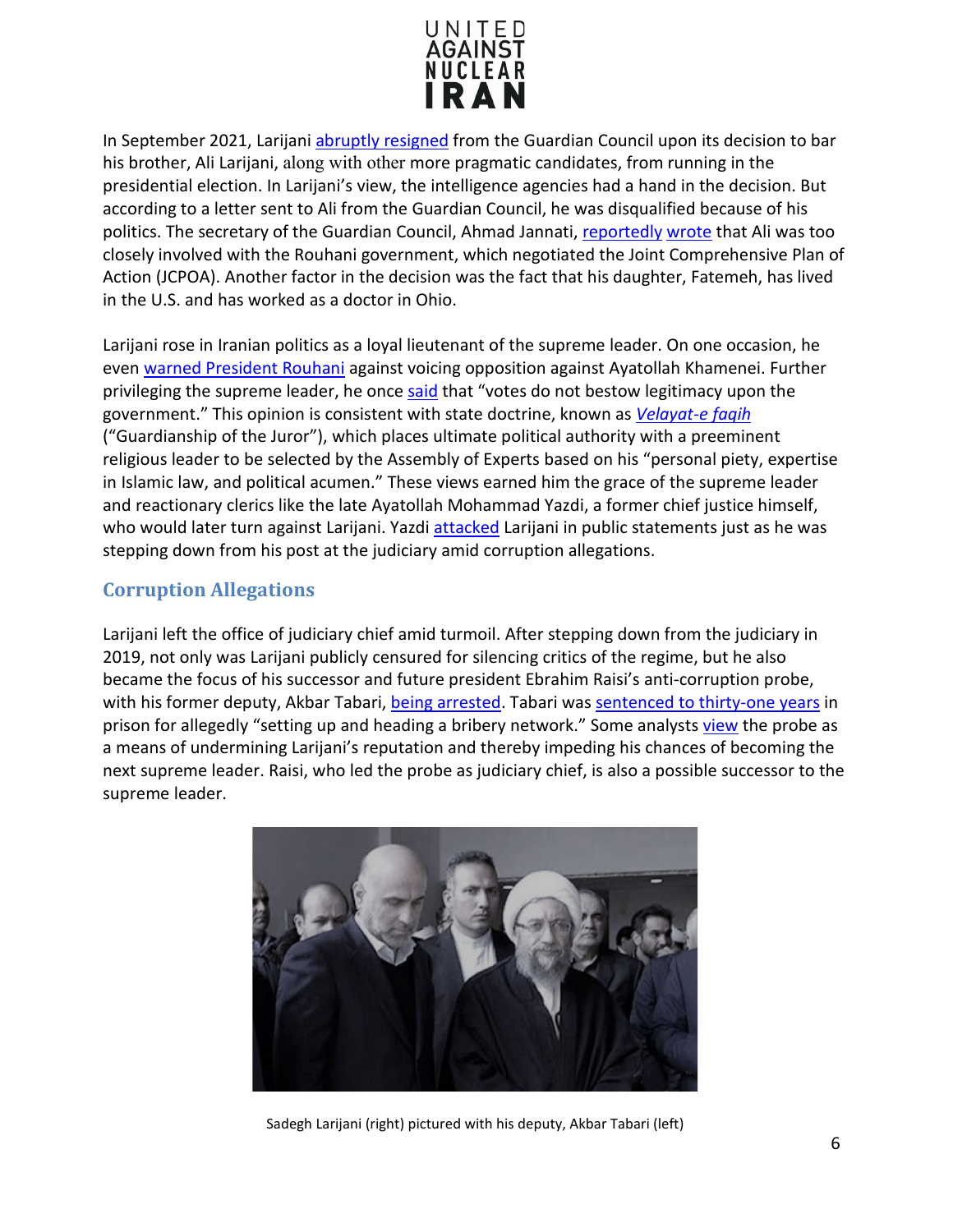In September 2021, Larijani abruptly resigned from the Guardian Council upon its decision to bar his brother, Ali Larijani, along with other more pragmatic candidates, from running in the presidential election. In Larijani's view, the intelligence agencies had a hand in the decision. But according to a letter sent to Ali from the Guardian Council, he was disqualified because of his politics. The secretary of the Guardian Council, Ahmad Jannati, reportedly wrote that Ali was too closely involved with the Rouhani government, which negotiated the Joint Comprehensive Plan of Action (JCPOA). Another factor in the decision was the fact that his daughter, Fatemeh, has lived in the U.S. and has worked as a doctor in Ohio.

Larijani rose in Iranian politics as a loyal lieutenant of the supreme leader. On one occasion, he even warned President Rouhani against voicing opposition against Ayatollah Khamenei. Further privileging the supreme leader, he once said that "votes do not bestow legitimacy upon the government." This opinion is consistent with state doctrine, known as *Velayat-e faqih* ("Guardianship of the Juror"), which places ultimate political authority with a preeminent religious leader to be selected by the Assembly of Experts based on his "personal piety, expertise in Islamic law, and political acumen." These views earned him the grace of the supreme leader and reactionary clerics like the late Ayatollah Mohammad Yazdi, a former chief justice himself, who would later turn against Larijani. Yazdi attacked Larijani in public statements just as he was stepping down from his post at the judiciary amid corruption allegations.

## Corruption Allegations

Larijani left the office of judiciary chief amid turmoil. After stepping down from the judiciary in 2019, not only was Larijani publicly censured for silencing critics of the regime, but he also became the focus of his successor and future president Ebrahim Raisi's anti-corruption probe, with his former deputy, Akbar Tabari, being arrested. Tabari was sentenced to thirty-one years in prison for allegedly "setting up and heading a bribery network." Some analysts view the probe as a means of undermining Larijani's reputation and thereby impeding his chances of becoming the next supreme leader. Raisi, who led the probe as judiciary chief, is also a possible successor to the supreme leader.

Sadegh Larijani (right) pictured with his deputy, Akbar Tabari (left)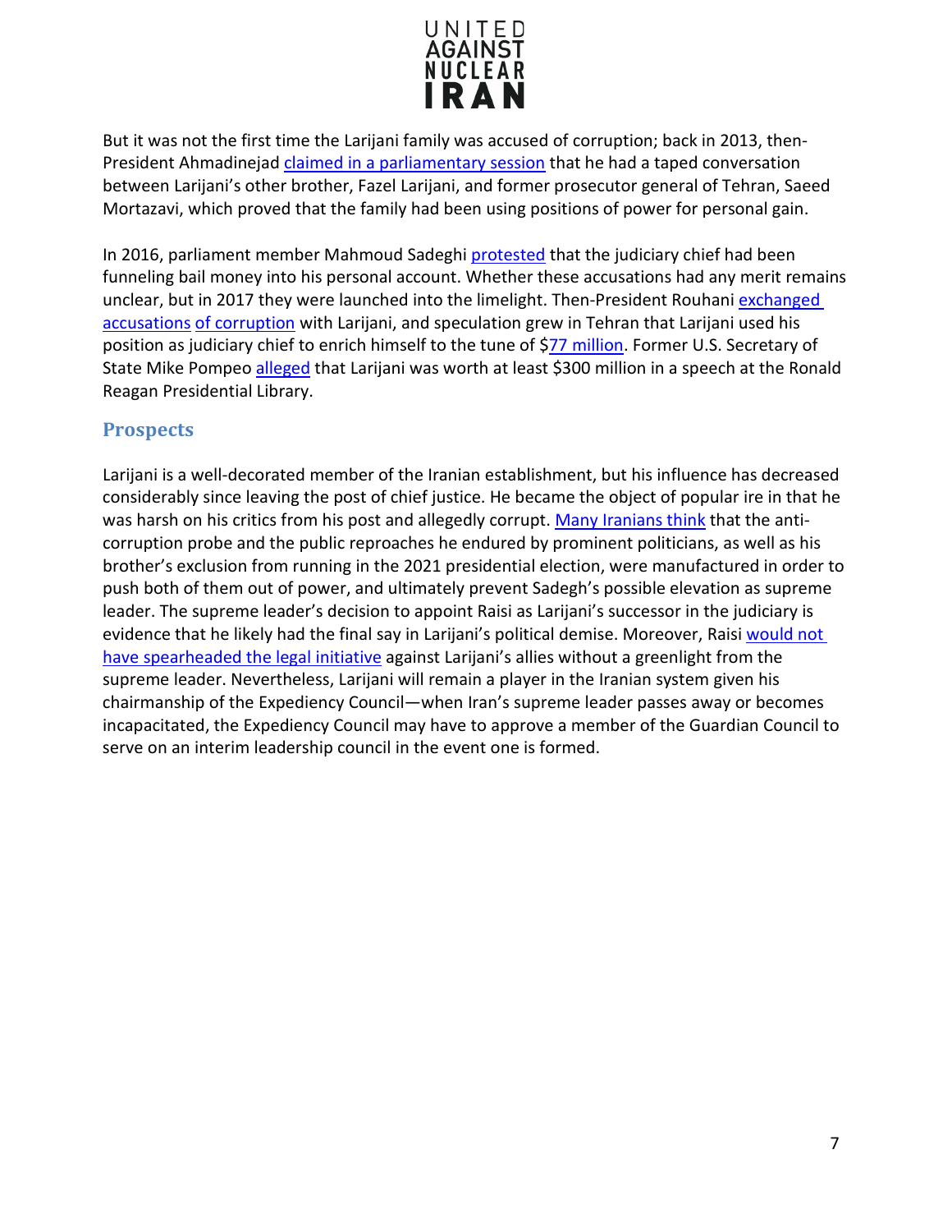But it was not the first time the Larijani family was accused of corruption; back in 2013, then-President Ahmadinejad claimed in a parliamentary session that he had a taped conversation between Larijani's other brother, Fazel Larijani, and former prosecutor general of Tehran, Saeed Mortazavi, which proved that the family had been using positions of power for personal gain.

In 2016, parliament member Mahmoud Sadeghi protested that the judiciary chief had been funneling bail money into his personal account. Whether these accusations had any merit remains unclear, but in 2017 they were launched into the limelight. Then-President Rouhani exchanged accusations of corruption with Larijani, and speculation grew in Tehran that Larijani used his position as judiciary chief to enrich himself to the tune of $77 million. Former U.S. Secretary of State Mike Pompeo alleged that Larijani was worth at least $300 million in a speech at the Ronald Reagan Presidential Library.

## Prospects

Larijani is a well-decorated member of the Iranian establishment, but his influence has decreased considerably since leaving the post of chief justice. He became the object of popular ire in that he was harsh on his critics from his post and allegedly corrupt. Many Iranians think that the anti-corruption probe and the public reproaches he endured by prominent politicians, as well as his brother's exclusion from running in the 2021 presidential election, were manufactured in order to push both of them out of power, and ultimately prevent Sadegh's possible elevation as supreme leader. The supreme leader's decision to appoint Raisi as Larijani's successor in the judiciary is evidence that he likely had the final say in Larijani's political demise. Moreover, Raisi would not have spearheaded the legal initiative against Larijani's allies without a greenlight from the supreme leader. Nevertheless, Larijani will remain a player in the Iranian system given his chairmanship of the Expediency Council—when Iran's supreme leader passes away or becomes incapacitated, the Expediency Council may have to approve a member of the Guardian Council to serve on an interim leadership council in the event one is formed.